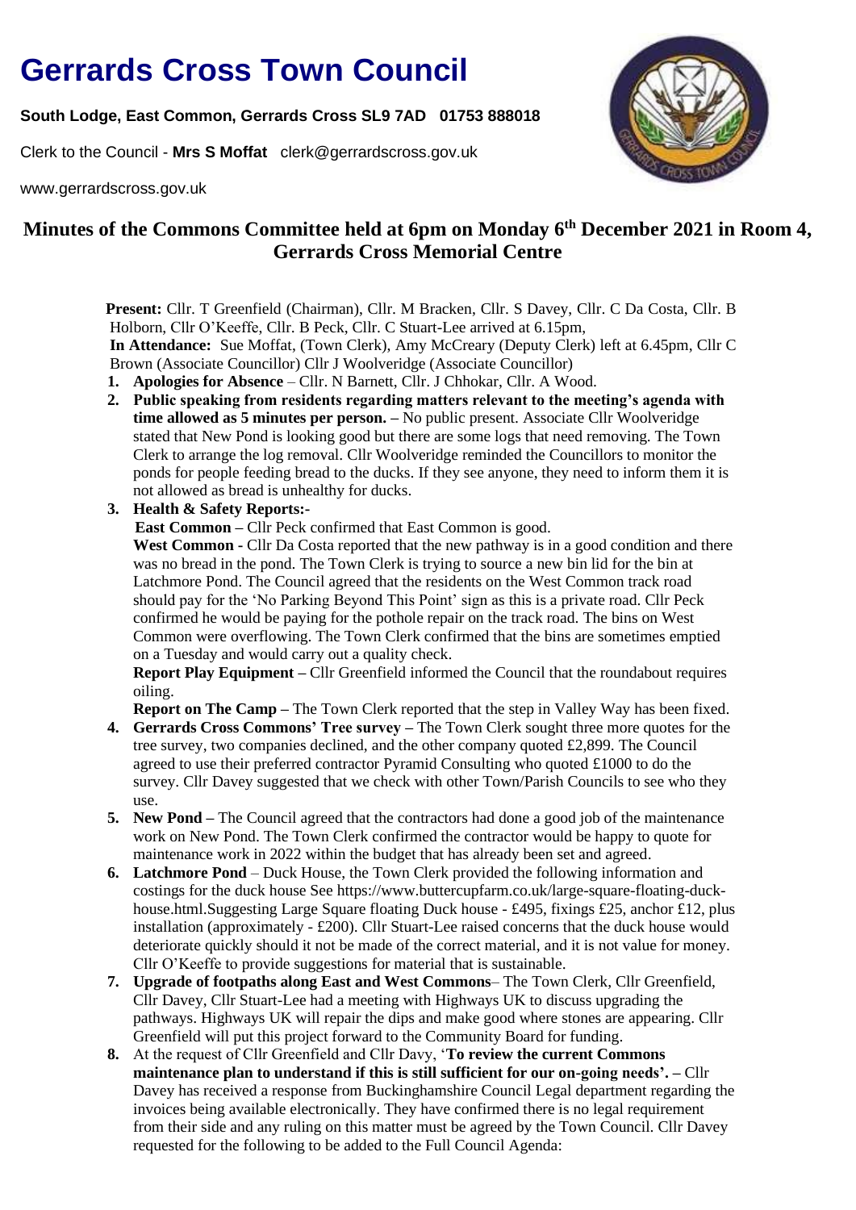# Gerrards Cross Town Council

**South Lodge, East Common, Gerrards Cross SL9 7AD 01753 888018**

Clerk to the Council - **Mrs S Moffat** clerk@gerrardscross.gov.uk

www.gerrardscross.gov.uk

## Minutes of the Commons Committee held at 6pm on Monday 6th December 2021 in Room 4, Gerrards Cross Memorial Centre

**Present:** Cllr. T Greenfield (Chairman), Cllr. M Bracken, Cllr. S Davey, Cllr. C Da Costa, Cllr. B Holborn, Cllr O'Keeffe, Cllr. B Peck, Cllr. C Stuart-Lee arrived at 6.15pm,

**In Attendance:** Sue Moffat, (Town Clerk), Amy McCreary (Deputy Clerk) left at 6.45pm, Cllr C Brown (Associate Councillor) Cllr J Woolveridge (Associate Councillor)

1. **Apologies for Absence** – Cllr. N Barnett, Cllr. J Chhokar, Cllr. A Wood.
2. **Public speaking from residents regarding matters relevant to the meeting's agenda with time allowed as 5 minutes per person. –** No public present. Associate Cllr Woolveridge stated that New Pond is looking good but there are some logs that need removing. The Town Clerk to arrange the log removal. Cllr Woolveridge reminded the Councillors to monitor the ponds for people feeding bread to the ducks. If they see anyone, they need to inform them it is not allowed as bread is unhealthy for ducks.
3. **Health & Safety Reports:-**

   **East Common –** Cllr Peck confirmed that East Common is good.

   **West Common -** Cllr Da Costa reported that the new pathway is in a good condition and there was no bread in the pond. The Town Clerk is trying to source a new bin lid for the bin at Latchmore Pond. The Council agreed that the residents on the West Common track road should pay for the 'No Parking Beyond This Point' sign as this is a private road. Cllr Peck confirmed he would be paying for the pothole repair on the track road. The bins on West Common were overflowing. The Town Clerk confirmed that the bins are sometimes emptied on a Tuesday and would carry out a quality check.

   **Report Play Equipment –** Cllr Greenfield informed the Council that the roundabout requires oiling.

   **Report on The Camp –** The Town Clerk reported that the step in Valley Way has been fixed.
4. **Gerrards Cross Commons' Tree survey –** The Town Clerk sought three more quotes for the tree survey, two companies declined, and the other company quoted £2,899. The Council agreed to use their preferred contractor Pyramid Consulting who quoted £1000 to do the survey. Cllr Davey suggested that we check with other Town/Parish Councils to see who they use.
5. **New Pond –** The Council agreed that the contractors had done a good job of the maintenance work on New Pond. The Town Clerk confirmed the contractor would be happy to quote for maintenance work in 2022 within the budget that has already been set and agreed.
6. **Latchmore Pond** – Duck House, the Town Clerk provided the following information and costings for the duck house See https://www.buttercupfarm.co.uk/large-square-floating-duck-house.html.Suggesting Large Square floating Duck house - £495, fixings £25, anchor £12, plus installation (approximately - £200). Cllr Stuart-Lee raised concerns that the duck house would deteriorate quickly should it not be made of the correct material, and it is not value for money. Cllr O'Keeffe to provide suggestions for material that is sustainable.
7. **Upgrade of footpaths along East and West Commons**– The Town Clerk, Cllr Greenfield, Cllr Davey, Cllr Stuart-Lee had a meeting with Highways UK to discuss upgrading the pathways. Highways UK will repair the dips and make good where stones are appearing. Cllr Greenfield will put this project forward to the Community Board for funding.
8. At the request of Cllr Greenfield and Cllr Davy, '**To review the current Commons maintenance plan to understand if this is still sufficient for our on-going needs'. –** Cllr Davey has received a response from Buckinghamshire Council Legal department regarding the invoices being available electronically. They have confirmed there is no legal requirement from their side and any ruling on this matter must be agreed by the Town Council. Cllr Davey requested for the following to be added to the Full Council Agenda: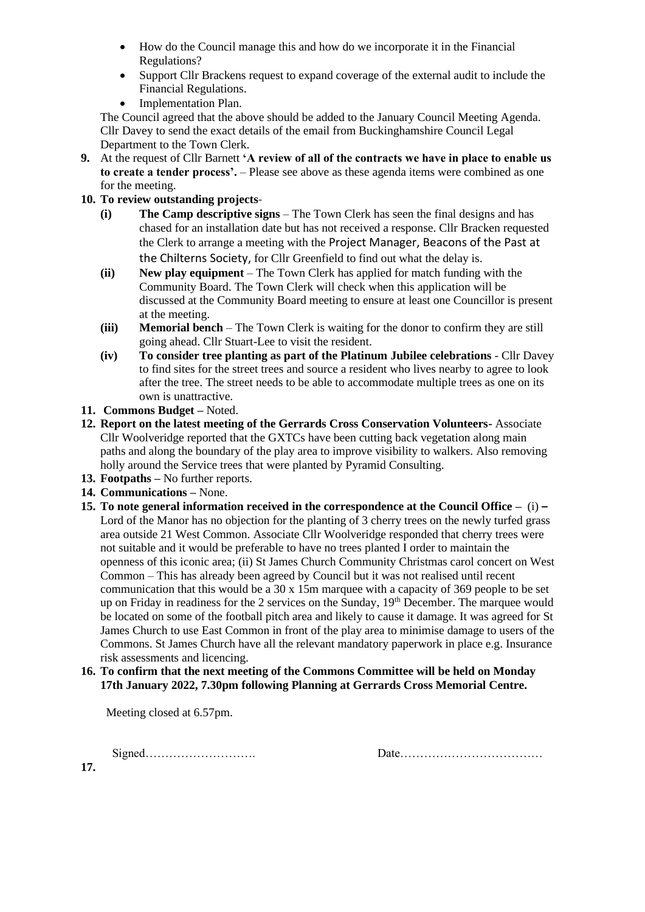- How do the Council manage this and how do we incorporate it in the Financial Regulations?
- Support Cllr Brackens request to expand coverage of the external audit to include the Financial Regulations.
- Implementation Plan.

The Council agreed that the above should be added to the January Council Meeting Agenda. Cllr Davey to send the exact details of the email from Buckinghamshire Council Legal Department to the Town Clerk.

**9.** At the request of Cllr Barnett **'A review of all of the contracts we have in place to enable us to create a tender process'.** – Please see above as these agenda items were combined as one for the meeting.

**10. To review outstanding projects**-

- **(i) The Camp descriptive signs** – The Town Clerk has seen the final designs and has chased for an installation date but has not received a response. Cllr Bracken requested the Clerk to arrange a meeting with the Project Manager, Beacons of the Past at the Chilterns Society, for Cllr Greenfield to find out what the delay is.
- **(ii) New play equipment** – The Town Clerk has applied for match funding with the Community Board. The Town Clerk will check when this application will be discussed at the Community Board meeting to ensure at least one Councillor is present at the meeting.
- **(iii) Memorial bench** – The Town Clerk is waiting for the donor to confirm they are still going ahead. Cllr Stuart-Lee to visit the resident.
- **(iv) To consider tree planting as part of the Platinum Jubilee celebrations** - Cllr Davey to find sites for the street trees and source a resident who lives nearby to agree to look after the tree. The street needs to be able to accommodate multiple trees as one on its own is unattractive.

**11. Commons Budget –** Noted.

**12. Report on the latest meeting of the Gerrards Cross Conservation Volunteers-** Associate Cllr Woolveridge reported that the GXTCs have been cutting back vegetation along main paths and along the boundary of the play area to improve visibility to walkers. Also removing holly around the Service trees that were planted by Pyramid Consulting.

**13. Footpaths –** No further reports.

**14. Communications –** None.

**15. To note general information received in the correspondence at the Council Office –** (i) **–** Lord of the Manor has no objection for the planting of 3 cherry trees on the newly turfed grass area outside 21 West Common. Associate Cllr Woolveridge responded that cherry trees were not suitable and it would be preferable to have no trees planted I order to maintain the openness of this iconic area; (ii) St James Church Community Christmas carol concert on West Common – This has already been agreed by Council but it was not realised until recent communication that this would be a 30 x 15m marquee with a capacity of 369 people to be set up on Friday in readiness for the 2 services on the Sunday, 19th December. The marquee would be located on some of the football pitch area and likely to cause it damage. It was agreed for St James Church to use East Common in front of the play area to minimise damage to users of the Commons. St James Church have all the relevant mandatory paperwork in place e.g. Insurance risk assessments and licencing.

**16. To confirm that the next meeting of the Commons Committee will be held on Monday 17th January 2022, 7.30pm following Planning at Gerrards Cross Memorial Centre.**

Meeting closed at 6.57pm.

Signed………………………. Date………………………………

**17.**